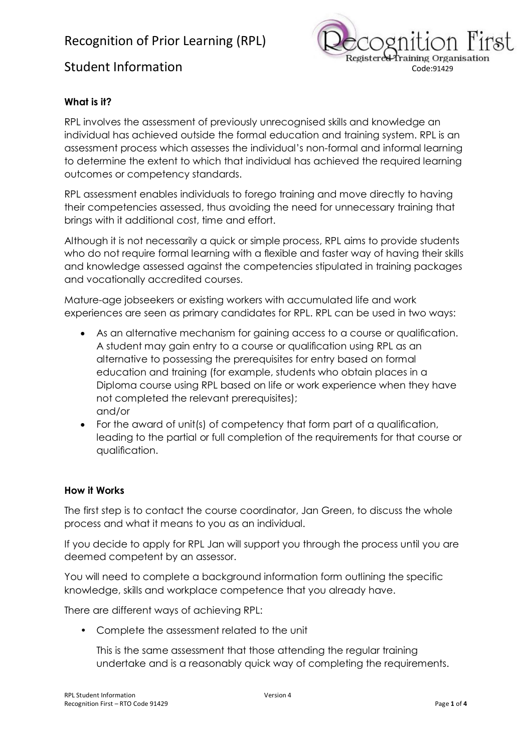# Recognition of Prior Learning (RPL)

## Student Information

Recognition First
Registered Training Organisation
Code:91429

### What is it?

RPL involves the assessment of previously unrecognised skills and knowledge an individual has achieved outside the formal education and training system. RPL is an assessment process which assesses the individual's non-formal and informal learning to determine the extent to which that individual has achieved the required learning outcomes or competency standards.

RPL assessment enables individuals to forego training and move directly to having their competencies assessed, thus avoiding the need for unnecessary training that brings with it additional cost, time and effort.

Although it is not necessarily a quick or simple process, RPL aims to provide students who do not require formal learning with a flexible and faster way of having their skills and knowledge assessed against the competencies stipulated in training packages and vocationally accredited courses.

Mature-age jobseekers or existing workers with accumulated life and work experiences are seen as primary candidates for RPL. RPL can be used in two ways:

- As an alternative mechanism for gaining access to a course or qualification. A student may gain entry to a course or qualification using RPL as an alternative to possessing the prerequisites for entry based on formal education and training (for example, students who obtain places in a Diploma course using RPL based on life or work experience when they have not completed the relevant prerequisites);
  and/or
- For the award of unit(s) of competency that form part of a qualification, leading to the partial or full completion of the requirements for that course or qualification.

### How it Works

The first step is to contact the course coordinator, Jan Green, to discuss the whole process and what it means to you as an individual.

If you decide to apply for RPL Jan will support you through the process until you are deemed competent by an assessor.

You will need to complete a background information form outlining the specific knowledge, skills and workplace competence that you already have.

There are different ways of achieving RPL:

- Complete the assessment related to the unit

  This is the same assessment that those attending the regular training undertake and is a reasonably quick way of completing the requirements.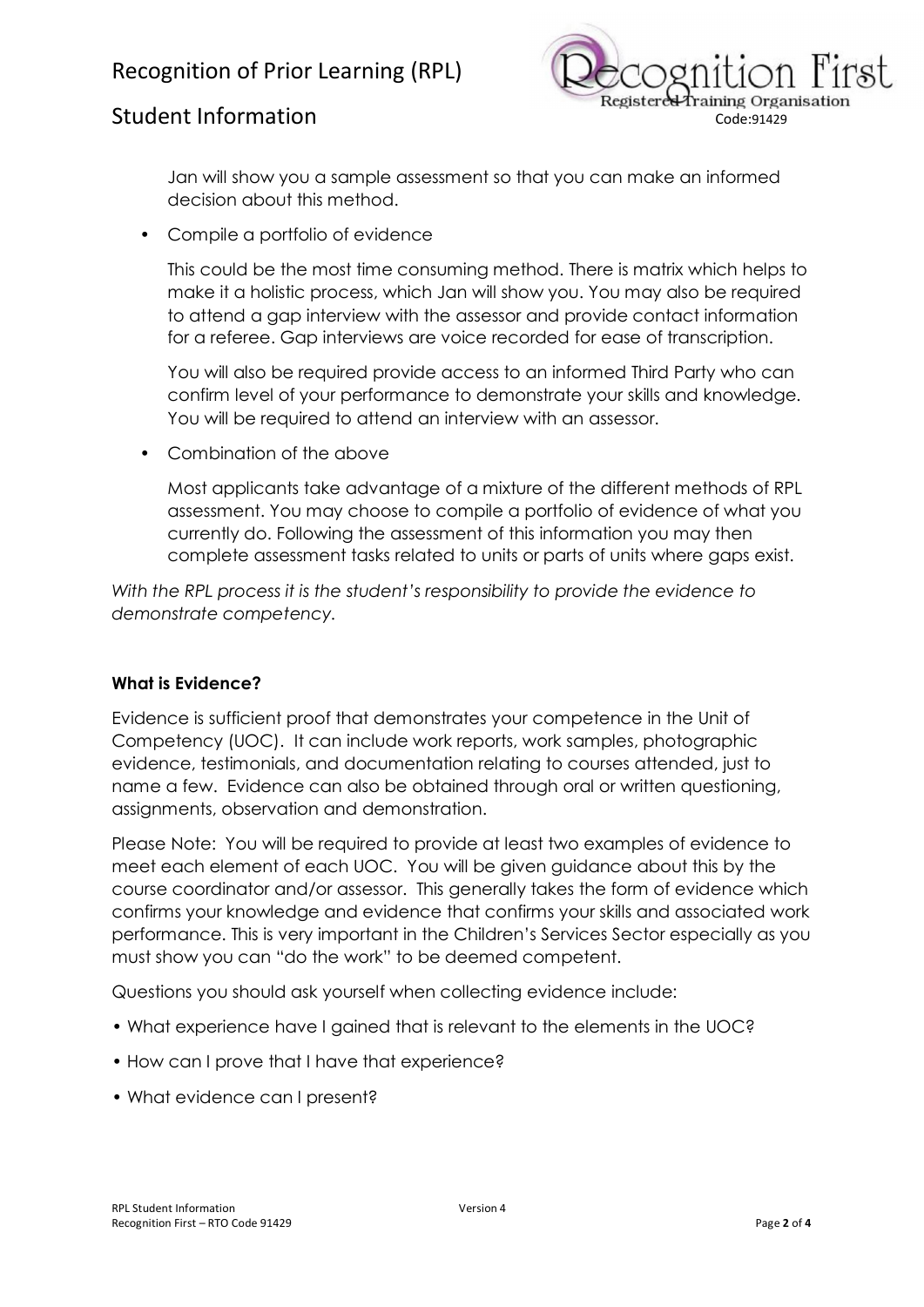Jan will show you a sample assessment so that you can make an informed decision about this method.

- Compile a portfolio of evidence

  This could be the most time consuming method. There is matrix which helps to make it a holistic process, which Jan will show you. You may also be required to attend a gap interview with the assessor and provide contact information for a referee. Gap interviews are voice recorded for ease of transcription.

  You will also be required provide access to an informed Third Party who can confirm level of your performance to demonstrate your skills and knowledge. You will be required to attend an interview with an assessor.

- Combination of the above

  Most applicants take advantage of a mixture of the different methods of RPL assessment. You may choose to compile a portfolio of evidence of what you currently do. Following the assessment of this information you may then complete assessment tasks related to units or parts of units where gaps exist.

*With the RPL process it is the student's responsibility to provide the evidence to demonstrate competency.*

**What is Evidence?**

Evidence is sufficient proof that demonstrates your competence in the Unit of Competency (UOC). It can include work reports, work samples, photographic evidence, testimonials, and documentation relating to courses attended, just to name a few. Evidence can also be obtained through oral or written questioning, assignments, observation and demonstration.

Please Note: You will be required to provide at least two examples of evidence to meet each element of each UOC. You will be given guidance about this by the course coordinator and/or assessor. This generally takes the form of evidence which confirms your knowledge and evidence that confirms your skills and associated work performance. This is very important in the Children's Services Sector especially as you must show you can "do the work" to be deemed competent.

Questions you should ask yourself when collecting evidence include:

- What experience have I gained that is relevant to the elements in the UOC?
- How can I prove that I have that experience?
- What evidence can I present?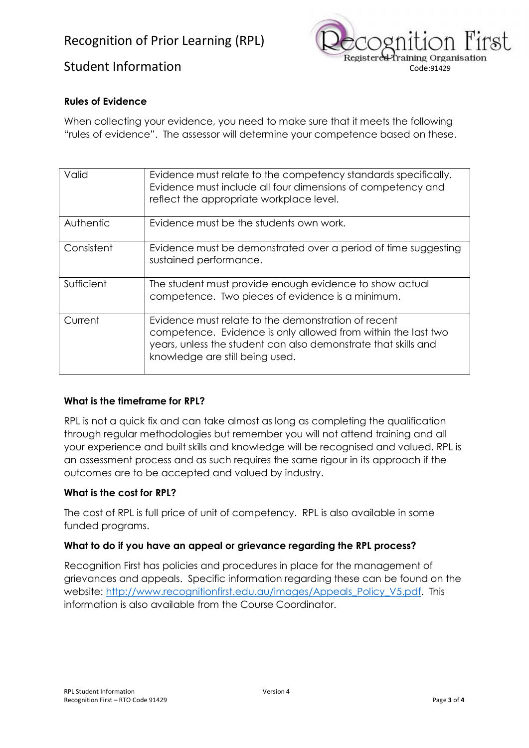### Rules of Evidence

When collecting your evidence, you need to make sure that it meets the following "rules of evidence". The assessor will determine your competence based on these.

| | |
|---|---|
| Valid | Evidence must relate to the competency standards specifically. Evidence must include all four dimensions of competency and reflect the appropriate workplace level. |
| Authentic | Evidence must be the students own work. |
| Consistent | Evidence must be demonstrated over a period of time suggesting sustained performance. |
| Sufficient | The student must provide enough evidence to show actual competence. Two pieces of evidence is a minimum. |
| Current | Evidence must relate to the demonstration of recent competence. Evidence is only allowed from within the last two years, unless the student can also demonstrate that skills and knowledge are still being used. |

### What is the timeframe for RPL?

RPL is not a quick fix and can take almost as long as completing the qualification through regular methodologies but remember you will not attend training and all your experience and built skills and knowledge will be recognised and valued. RPL is an assessment process and as such requires the same rigour in its approach if the outcomes are to be accepted and valued by industry.

### What is the cost for RPL?

The cost of RPL is full price of unit of competency. RPL is also available in some funded programs.

### What to do if you have an appeal or grievance regarding the RPL process?

Recognition First has policies and procedures in place for the management of grievances and appeals. Specific information regarding these can be found on the website: [http://www.recognitionfirst.edu.au/images/Appeals_Policy_V5.pdf](http://www.recognitionfirst.edu.au/images/Appeals_Policy_V5.pdf). This information is also available from the Course Coordinator.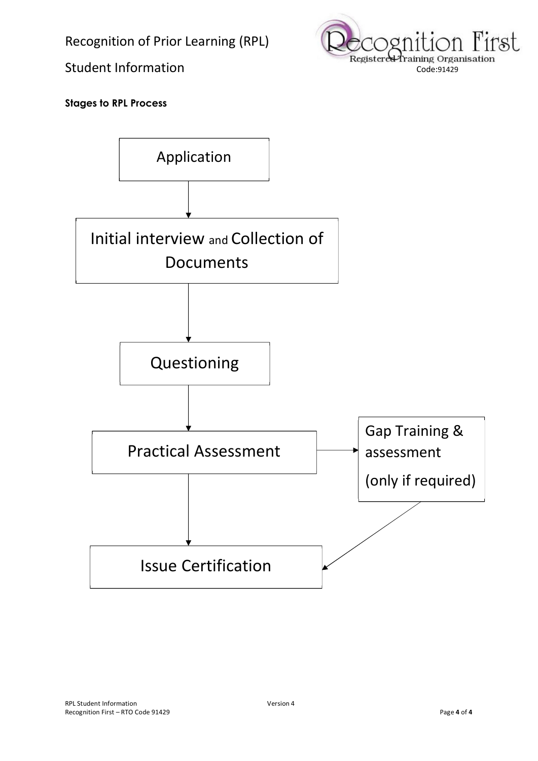**Stages to RPL Process**

Application

Initial interview and Collection of Documents

Questioning

Practical Assessment

Gap Training & assessment

(only if required)

Issue Certification